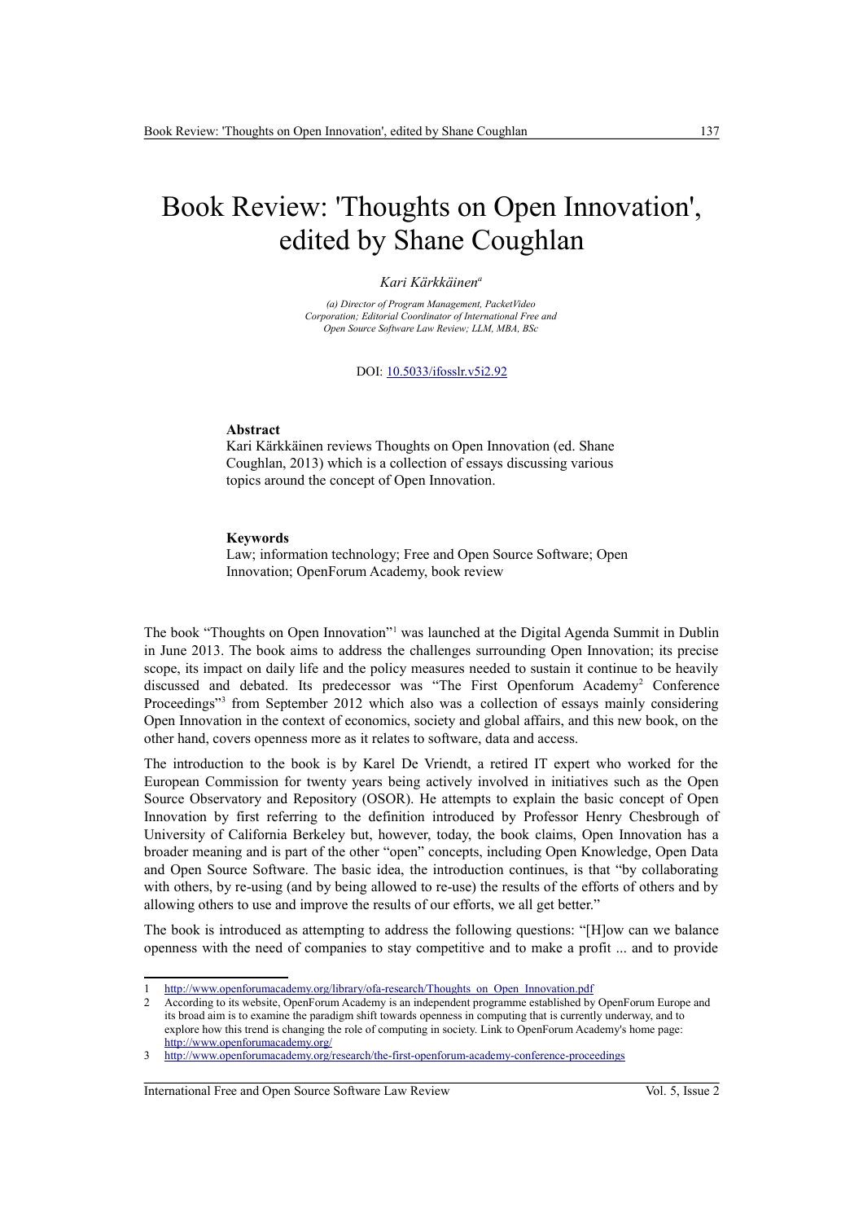# Book Review: 'Thoughts on Open Innovation', edited by Shane Coughlan

*Kari Kärkkäinen*[a]

*(a) Director of Program Management, PacketVideo Corporation; Editorial Coordinator of International Free and Open Source Software Law Review; LLM, MBA, BSc*

DOI: 10.5033/ifosslr.v5i2.92

**Abstract**

Kari Kärkkäinen reviews Thoughts on Open Innovation (ed. Shane Coughlan, 2013) which is a collection of essays discussing various topics around the concept of Open Innovation.

**Keywords**

Law; information technology; Free and Open Source Software; Open Innovation; OpenForum Academy, book review

The book "Thoughts on Open Innovation"[1] was launched at the Digital Agenda Summit in Dublin in June 2013. The book aims to address the challenges surrounding Open Innovation; its precise scope, its impact on daily life and the policy measures needed to sustain it continue to be heavily discussed and debated. Its predecessor was "The First Openforum Academy[2] Conference Proceedings"[3] from September 2012 which also was a collection of essays mainly considering Open Innovation in the context of economics, society and global affairs, and this new book, on the other hand, covers openness more as it relates to software, data and access.

The introduction to the book is by Karel De Vriendt, a retired IT expert who worked for the European Commission for twenty years being actively involved in initiatives such as the Open Source Observatory and Repository (OSOR). He attempts to explain the basic concept of Open Innovation by first referring to the definition introduced by Professor Henry Chesbrough of University of California Berkeley but, however, today, the book claims, Open Innovation has a broader meaning and is part of the other "open" concepts, including Open Knowledge, Open Data and Open Source Software. The basic idea, the introduction continues, is that "by collaborating with others, by re-using (and by being allowed to re-use) the results of the efforts of others and by allowing others to use and improve the results of our efforts, we all get better."

The book is introduced as attempting to address the following questions: "[H]ow can we balance openness with the need of companies to stay competitive and to make a profit ... and to provide

---

1 http://www.openforumacademy.org/library/ofa-research/Thoughts_on_Open_Innovation.pdf

2 According to its website, OpenForum Academy is an independent programme established by OpenForum Europe and its broad aim is to examine the paradigm shift towards openness in computing that is currently underway, and to explore how this trend is changing the role of computing in society. Link to OpenForum Academy's home page: http://www.openforumacademy.org/

3 http://www.openforumacademy.org/research/the-first-openforum-academy-conference-proceedings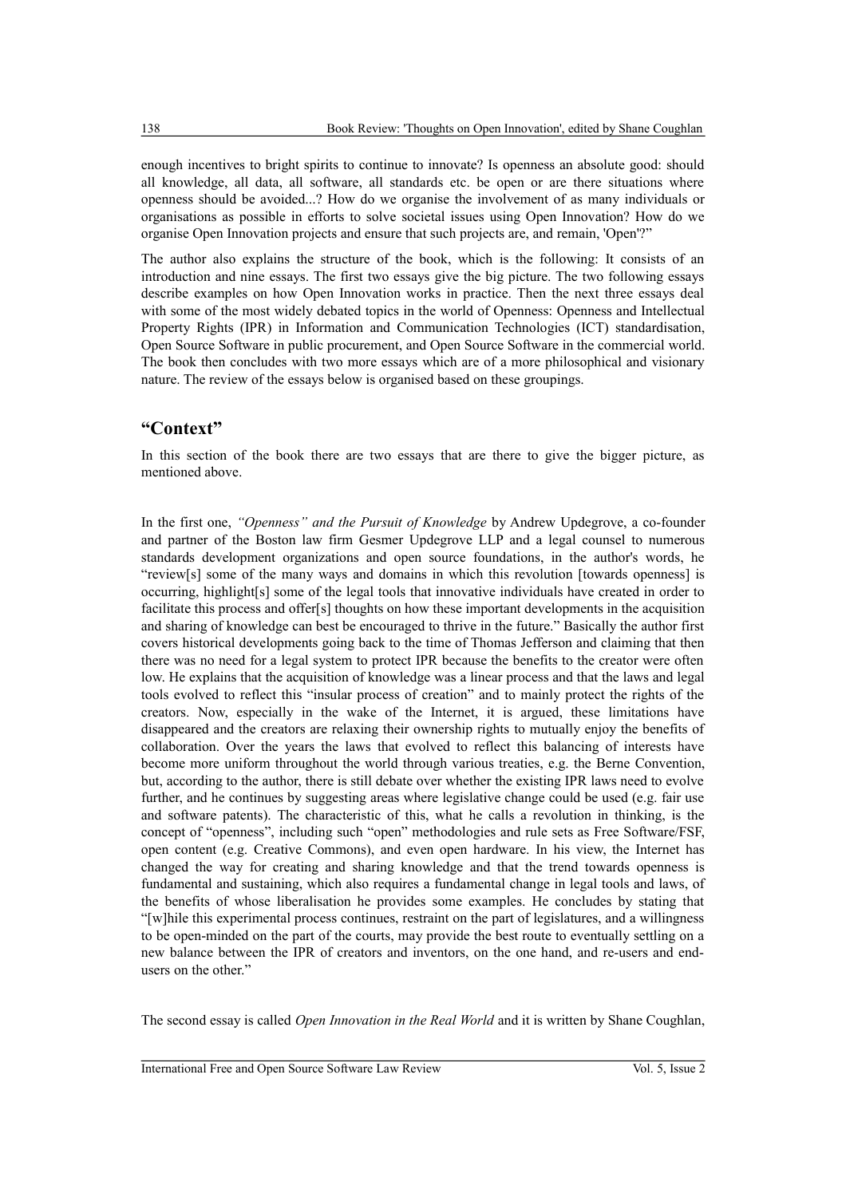enough incentives to bright spirits to continue to innovate? Is openness an absolute good: should all knowledge, all data, all software, all standards etc. be open or are there situations where openness should be avoided...? How do we organise the involvement of as many individuals or organisations as possible in efforts to solve societal issues using Open Innovation? How do we organise Open Innovation projects and ensure that such projects are, and remain, 'Open'?"

The author also explains the structure of the book, which is the following: It consists of an introduction and nine essays. The first two essays give the big picture. The two following essays describe examples on how Open Innovation works in practice. Then the next three essays deal with some of the most widely debated topics in the world of Openness: Openness and Intellectual Property Rights (IPR) in Information and Communication Technologies (ICT) standardisation, Open Source Software in public procurement, and Open Source Software in the commercial world. The book then concludes with two more essays which are of a more philosophical and visionary nature. The review of the essays below is organised based on these groupings.

## "Context"

In this section of the book there are two essays that are there to give the bigger picture, as mentioned above.

In the first one, *"Openness" and the Pursuit of Knowledge* by Andrew Updegrove, a co-founder and partner of the Boston law firm Gesmer Updegrove LLP and a legal counsel to numerous standards development organizations and open source foundations, in the author's words, he "review[s] some of the many ways and domains in which this revolution [towards openness] is occurring, highlight[s] some of the legal tools that innovative individuals have created in order to facilitate this process and offer[s] thoughts on how these important developments in the acquisition and sharing of knowledge can best be encouraged to thrive in the future." Basically the author first covers historical developments going back to the time of Thomas Jefferson and claiming that then there was no need for a legal system to protect IPR because the benefits to the creator were often low. He explains that the acquisition of knowledge was a linear process and that the laws and legal tools evolved to reflect this "insular process of creation" and to mainly protect the rights of the creators. Now, especially in the wake of the Internet, it is argued, these limitations have disappeared and the creators are relaxing their ownership rights to mutually enjoy the benefits of collaboration. Over the years the laws that evolved to reflect this balancing of interests have become more uniform throughout the world through various treaties, e.g. the Berne Convention, but, according to the author, there is still debate over whether the existing IPR laws need to evolve further, and he continues by suggesting areas where legislative change could be used (e.g. fair use and software patents). The characteristic of this, what he calls a revolution in thinking, is the concept of "openness", including such "open" methodologies and rule sets as Free Software/FSF, open content (e.g. Creative Commons), and even open hardware. In his view, the Internet has changed the way for creating and sharing knowledge and that the trend towards openness is fundamental and sustaining, which also requires a fundamental change in legal tools and laws, of the benefits of whose liberalisation he provides some examples. He concludes by stating that "[w]hile this experimental process continues, restraint on the part of legislatures, and a willingness to be open-minded on the part of the courts, may provide the best route to eventually settling on a new balance between the IPR of creators and inventors, on the one hand, and re-users and end-users on the other."

The second essay is called *Open Innovation in the Real World* and it is written by Shane Coughlan,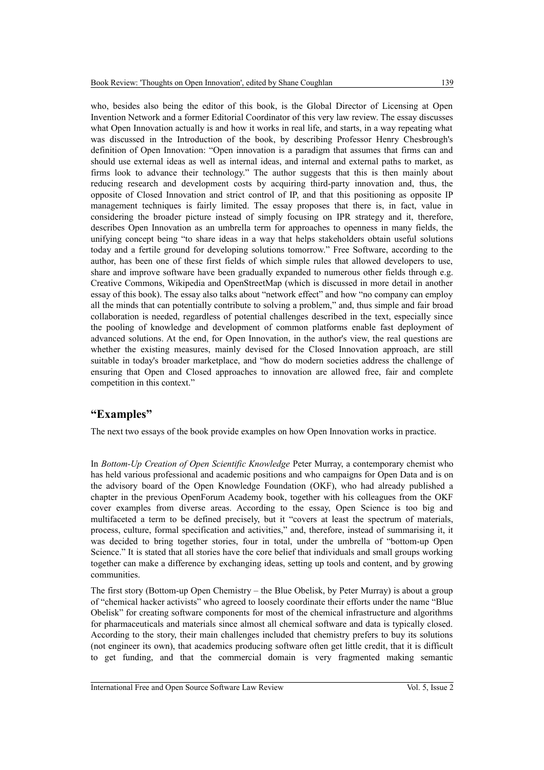who, besides also being the editor of this book, is the Global Director of Licensing at Open Invention Network and a former Editorial Coordinator of this very law review. The essay discusses what Open Innovation actually is and how it works in real life, and starts, in a way repeating what was discussed in the Introduction of the book, by describing Professor Henry Chesbrough's definition of Open Innovation: "Open innovation is a paradigm that assumes that firms can and should use external ideas as well as internal ideas, and internal and external paths to market, as firms look to advance their technology." The author suggests that this is then mainly about reducing research and development costs by acquiring third-party innovation and, thus, the opposite of Closed Innovation and strict control of IP, and that this positioning as opposite IP management techniques is fairly limited. The essay proposes that there is, in fact, value in considering the broader picture instead of simply focusing on IPR strategy and it, therefore, describes Open Innovation as an umbrella term for approaches to openness in many fields, the unifying concept being "to share ideas in a way that helps stakeholders obtain useful solutions today and a fertile ground for developing solutions tomorrow." Free Software, according to the author, has been one of these first fields of which simple rules that allowed developers to use, share and improve software have been gradually expanded to numerous other fields through e.g. Creative Commons, Wikipedia and OpenStreetMap (which is discussed in more detail in another essay of this book). The essay also talks about "network effect" and how "no company can employ all the minds that can potentially contribute to solving a problem," and, thus simple and fair broad collaboration is needed, regardless of potential challenges described in the text, especially since the pooling of knowledge and development of common platforms enable fast deployment of advanced solutions. At the end, for Open Innovation, in the author's view, the real questions are whether the existing measures, mainly devised for the Closed Innovation approach, are still suitable in today's broader marketplace, and "how do modern societies address the challenge of ensuring that Open and Closed approaches to innovation are allowed free, fair and complete competition in this context."

## "Examples"

The next two essays of the book provide examples on how Open Innovation works in practice.

In *Bottom-Up Creation of Open Scientific Knowledge* Peter Murray, a contemporary chemist who has held various professional and academic positions and who campaigns for Open Data and is on the advisory board of the Open Knowledge Foundation (OKF), who had already published a chapter in the previous OpenForum Academy book, together with his colleagues from the OKF cover examples from diverse areas. According to the essay, Open Science is too big and multifaceted a term to be defined precisely, but it "covers at least the spectrum of materials, process, culture, formal specification and activities," and, therefore, instead of summarising it, it was decided to bring together stories, four in total, under the umbrella of "bottom-up Open Science." It is stated that all stories have the core belief that individuals and small groups working together can make a difference by exchanging ideas, setting up tools and content, and by growing communities.

The first story (Bottom-up Open Chemistry – the Blue Obelisk, by Peter Murray) is about a group of "chemical hacker activists" who agreed to loosely coordinate their efforts under the name "Blue Obelisk" for creating software components for most of the chemical infrastructure and algorithms for pharmaceuticals and materials since almost all chemical software and data is typically closed. According to the story, their main challenges included that chemistry prefers to buy its solutions (not engineer its own), that academics producing software often get little credit, that it is difficult to get funding, and that the commercial domain is very fragmented making semantic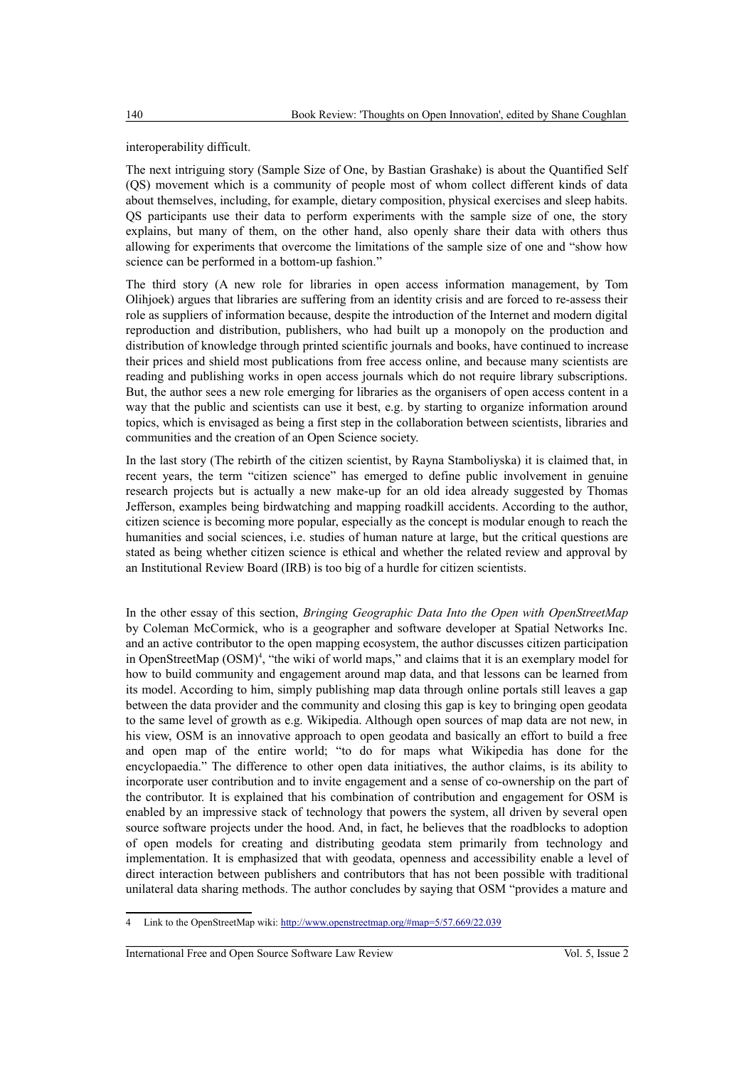interoperability difficult.

The next intriguing story (Sample Size of One, by Bastian Grashake) is about the Quantified Self (QS) movement which is a community of people most of whom collect different kinds of data about themselves, including, for example, dietary composition, physical exercises and sleep habits. QS participants use their data to perform experiments with the sample size of one, the story explains, but many of them, on the other hand, also openly share their data with others thus allowing for experiments that overcome the limitations of the sample size of one and "show how science can be performed in a bottom-up fashion."

The third story (A new role for libraries in open access information management, by Tom Olihjoek) argues that libraries are suffering from an identity crisis and are forced to re-assess their role as suppliers of information because, despite the introduction of the Internet and modern digital reproduction and distribution, publishers, who had built up a monopoly on the production and distribution of knowledge through printed scientific journals and books, have continued to increase their prices and shield most publications from free access online, and because many scientists are reading and publishing works in open access journals which do not require library subscriptions. But, the author sees a new role emerging for libraries as the organisers of open access content in a way that the public and scientists can use it best, e.g. by starting to organize information around topics, which is envisaged as being a first step in the collaboration between scientists, libraries and communities and the creation of an Open Science society.

In the last story (The rebirth of the citizen scientist, by Rayna Stamboliyska) it is claimed that, in recent years, the term "citizen science" has emerged to define public involvement in genuine research projects but is actually a new make-up for an old idea already suggested by Thomas Jefferson, examples being birdwatching and mapping roadkill accidents. According to the author, citizen science is becoming more popular, especially as the concept is modular enough to reach the humanities and social sciences, i.e. studies of human nature at large, but the critical questions are stated as being whether citizen science is ethical and whether the related review and approval by an Institutional Review Board (IRB) is too big of a hurdle for citizen scientists.

In the other essay of this section, *Bringing Geographic Data Into the Open with OpenStreetMap* by Coleman McCormick, who is a geographer and software developer at Spatial Networks Inc. and an active contributor to the open mapping ecosystem, the author discusses citizen participation in OpenStreetMap (OSM)[4], "the wiki of world maps," and claims that it is an exemplary model for how to build community and engagement around map data, and that lessons can be learned from its model. According to him, simply publishing map data through online portals still leaves a gap between the data provider and the community and closing this gap is key to bringing open geodata to the same level of growth as e.g. Wikipedia. Although open sources of map data are not new, in his view, OSM is an innovative approach to open geodata and basically an effort to build a free and open map of the entire world; "to do for maps what Wikipedia has done for the encyclopaedia." The difference to other open data initiatives, the author claims, is its ability to incorporate user contribution and to invite engagement and a sense of co-ownership on the part of the contributor. It is explained that his combination of contribution and engagement for OSM is enabled by an impressive stack of technology that powers the system, all driven by several open source software projects under the hood. And, in fact, he believes that the roadblocks to adoption of open models for creating and distributing geodata stem primarily from technology and implementation. It is emphasized that with geodata, openness and accessibility enable a level of direct interaction between publishers and contributors that has not been possible with traditional unilateral data sharing methods. The author concludes by saying that OSM "provides a mature and

---

4 Link to the OpenStreetMap wiki: http://www.openstreetmap.org/#map=5/57.669/22.039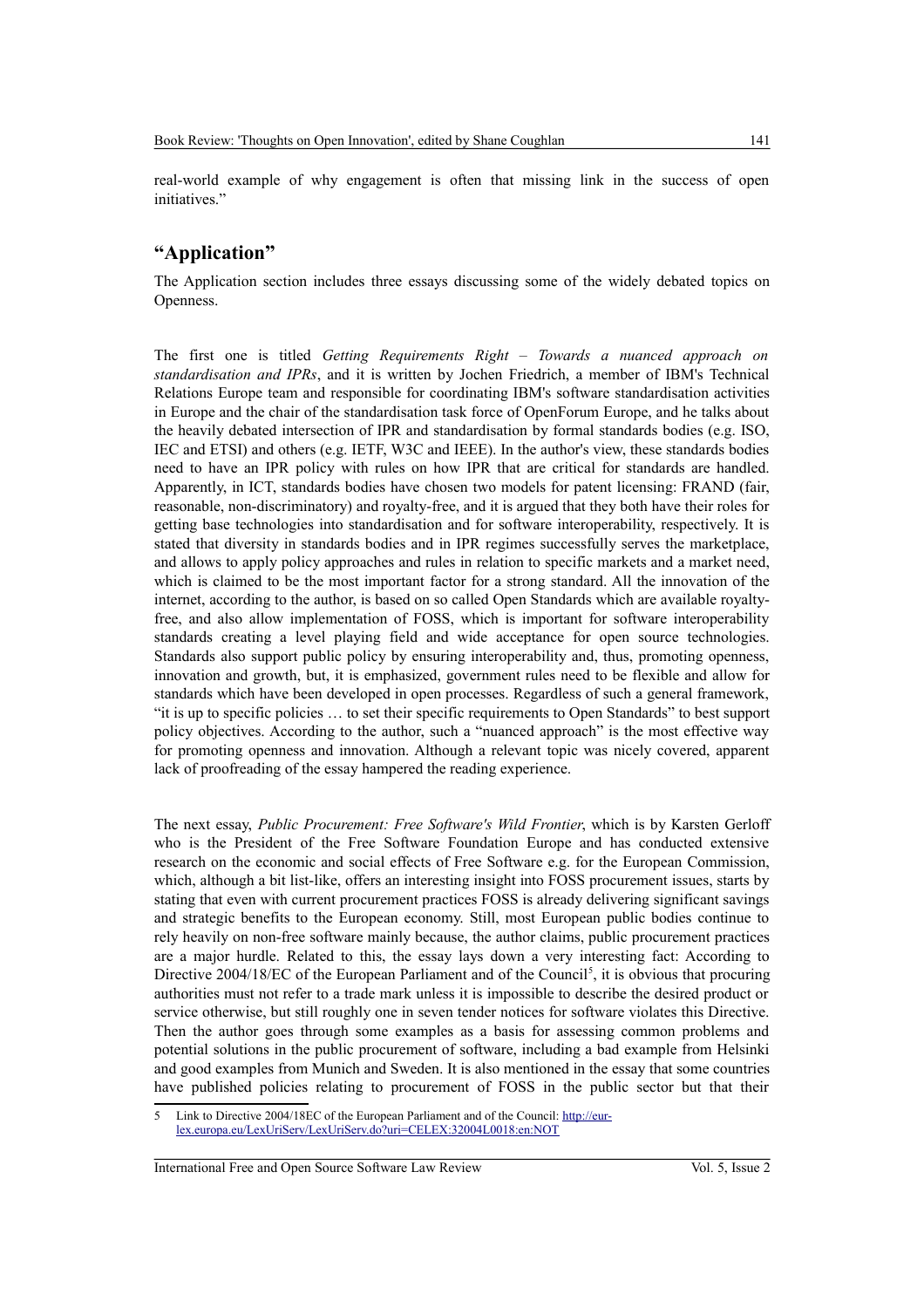real-world example of why engagement is often that missing link in the success of open initiatives."

## "Application"

The Application section includes three essays discussing some of the widely debated topics on Openness.

The first one is titled *Getting Requirements Right – Towards a nuanced approach on standardisation and IPRs*, and it is written by Jochen Friedrich, a member of IBM's Technical Relations Europe team and responsible for coordinating IBM's software standardisation activities in Europe and the chair of the standardisation task force of OpenForum Europe, and he talks about the heavily debated intersection of IPR and standardisation by formal standards bodies (e.g. ISO, IEC and ETSI) and others (e.g. IETF, W3C and IEEE). In the author's view, these standards bodies need to have an IPR policy with rules on how IPR that are critical for standards are handled. Apparently, in ICT, standards bodies have chosen two models for patent licensing: FRAND (fair, reasonable, non-discriminatory) and royalty-free, and it is argued that they both have their roles for getting base technologies into standardisation and for software interoperability, respectively. It is stated that diversity in standards bodies and in IPR regimes successfully serves the marketplace, and allows to apply policy approaches and rules in relation to specific markets and a market need, which is claimed to be the most important factor for a strong standard. All the innovation of the internet, according to the author, is based on so called Open Standards which are available royalty-free, and also allow implementation of FOSS, which is important for software interoperability standards creating a level playing field and wide acceptance for open source technologies. Standards also support public policy by ensuring interoperability and, thus, promoting openness, innovation and growth, but, it is emphasized, government rules need to be flexible and allow for standards which have been developed in open processes. Regardless of such a general framework, "it is up to specific policies … to set their specific requirements to Open Standards" to best support policy objectives. According to the author, such a "nuanced approach" is the most effective way for promoting openness and innovation. Although a relevant topic was nicely covered, apparent lack of proofreading of the essay hampered the reading experience.

The next essay, *Public Procurement: Free Software's Wild Frontier*, which is by Karsten Gerloff who is the President of the Free Software Foundation Europe and has conducted extensive research on the economic and social effects of Free Software e.g. for the European Commission, which, although a bit list-like, offers an interesting insight into FOSS procurement issues, starts by stating that even with current procurement practices FOSS is already delivering significant savings and strategic benefits to the European economy. Still, most European public bodies continue to rely heavily on non-free software mainly because, the author claims, public procurement practices are a major hurdle. Related to this, the essay lays down a very interesting fact: According to Directive 2004/18/EC of the European Parliament and of the Council[5], it is obvious that procuring authorities must not refer to a trade mark unless it is impossible to describe the desired product or service otherwise, but still roughly one in seven tender notices for software violates this Directive. Then the author goes through some examples as a basis for assessing common problems and potential solutions in the public procurement of software, including a bad example from Helsinki and good examples from Munich and Sweden. It is also mentioned in the essay that some countries have published policies relating to procurement of FOSS in the public sector but that their

5 Link to Directive 2004/18EC of the European Parliament and of the Council: http://eur-lex.europa.eu/LexUriServ/LexUriServ.do?uri=CELEX:32004L0018:en:NOT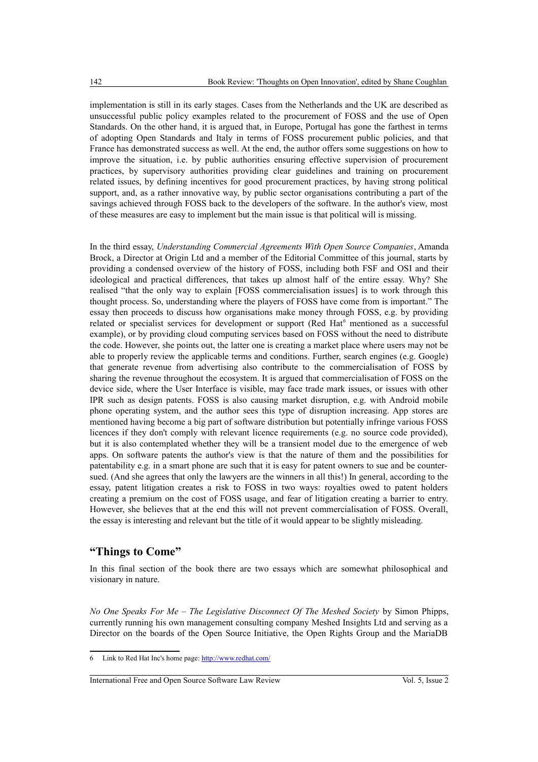implementation is still in its early stages. Cases from the Netherlands and the UK are described as unsuccessful public policy examples related to the procurement of FOSS and the use of Open Standards. On the other hand, it is argued that, in Europe, Portugal has gone the farthest in terms of adopting Open Standards and Italy in terms of FOSS procurement public policies, and that France has demonstrated success as well. At the end, the author offers some suggestions on how to improve the situation, i.e. by public authorities ensuring effective supervision of procurement practices, by supervisory authorities providing clear guidelines and training on procurement related issues, by defining incentives for good procurement practices, by having strong political support, and, as a rather innovative way, by public sector organisations contributing a part of the savings achieved through FOSS back to the developers of the software. In the author's view, most of these measures are easy to implement but the main issue is that political will is missing.

In the third essay, *Understanding Commercial Agreements With Open Source Companies*, Amanda Brock, a Director at Origin Ltd and a member of the Editorial Committee of this journal, starts by providing a condensed overview of the history of FOSS, including both FSF and OSI and their ideological and practical differences, that takes up almost half of the entire essay. Why? She realised "that the only way to explain [FOSS commercialisation issues] is to work through this thought process. So, understanding where the players of FOSS have come from is important." The essay then proceeds to discuss how organisations make money through FOSS, e.g. by providing related or specialist services for development or support (Red Hat[6] mentioned as a successful example), or by providing cloud computing services based on FOSS without the need to distribute the code. However, she points out, the latter one is creating a market place where users may not be able to properly review the applicable terms and conditions. Further, search engines (e.g. Google) that generate revenue from advertising also contribute to the commercialisation of FOSS by sharing the revenue throughout the ecosystem. It is argued that commercialisation of FOSS on the device side, where the User Interface is visible, may face trade mark issues, or issues with other IPR such as design patents. FOSS is also causing market disruption, e.g. with Android mobile phone operating system, and the author sees this type of disruption increasing. App stores are mentioned having become a big part of software distribution but potentially infringe various FOSS licences if they don't comply with relevant licence requirements (e.g. no source code provided), but it is also contemplated whether they will be a transient model due to the emergence of web apps. On software patents the author's view is that the nature of them and the possibilities for patentability e.g. in a smart phone are such that it is easy for patent owners to sue and be counter-sued. (And she agrees that only the lawyers are the winners in all this!) In general, according to the essay, patent litigation creates a risk to FOSS in two ways: royalties owed to patent holders creating a premium on the cost of FOSS usage, and fear of litigation creating a barrier to entry. However, she believes that at the end this will not prevent commercialisation of FOSS. Overall, the essay is interesting and relevant but the title of it would appear to be slightly misleading.

## "Things to Come"

In this final section of the book there are two essays which are somewhat philosophical and visionary in nature.

*No One Speaks For Me – The Legislative Disconnect Of The Meshed Society* by Simon Phipps, currently running his own management consulting company Meshed Insights Ltd and serving as a Director on the boards of the Open Source Initiative, the Open Rights Group and the MariaDB

6 Link to Red Hat Inc's home page: http://www.redhat.com/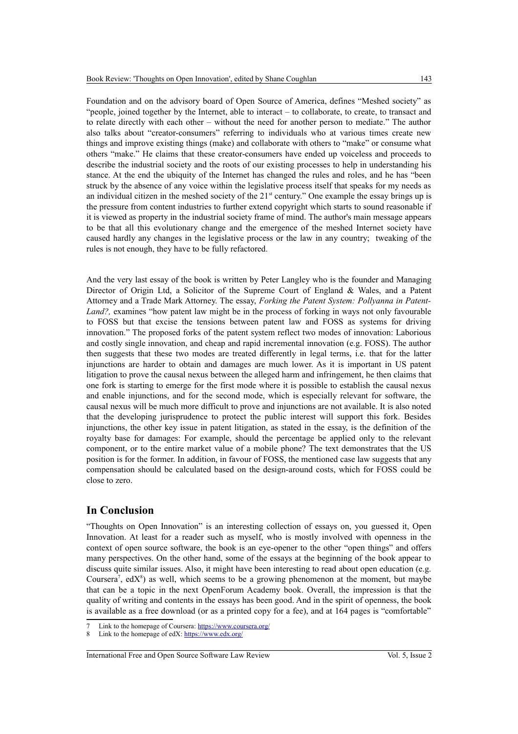Foundation and on the advisory board of Open Source of America, defines "Meshed society" as "people, joined together by the Internet, able to interact – to collaborate, to create, to transact and to relate directly with each other – without the need for another person to mediate." The author also talks about "creator-consumers" referring to individuals who at various times create new things and improve existing things (make) and collaborate with others to "make" or consume what others "make." He claims that these creator-consumers have ended up voiceless and proceeds to describe the industrial society and the roots of our existing processes to help in understanding his stance. At the end the ubiquity of the Internet has changed the rules and roles, and he has "been struck by the absence of any voice within the legislative process itself that speaks for my needs as an individual citizen in the meshed society of the 21st century." One example the essay brings up is the pressure from content industries to further extend copyright which starts to sound reasonable if it is viewed as property in the industrial society frame of mind. The author's main message appears to be that all this evolutionary change and the emergence of the meshed Internet society have caused hardly any changes in the legislative process or the law in any country; tweaking of the rules is not enough, they have to be fully refactored.

And the very last essay of the book is written by Peter Langley who is the founder and Managing Director of Origin Ltd, a Solicitor of the Supreme Court of England & Wales, and a Patent Attorney and a Trade Mark Attorney. The essay, *Forking the Patent System: Pollyanna in Patent-Land?,* examines "how patent law might be in the process of forking in ways not only favourable to FOSS but that excise the tensions between patent law and FOSS as systems for driving innovation." The proposed forks of the patent system reflect two modes of innovation: Laborious and costly single innovation, and cheap and rapid incremental innovation (e.g. FOSS). The author then suggests that these two modes are treated differently in legal terms, i.e. that for the latter injunctions are harder to obtain and damages are much lower. As it is important in US patent litigation to prove the causal nexus between the alleged harm and infringement, he then claims that one fork is starting to emerge for the first mode where it is possible to establish the causal nexus and enable injunctions, and for the second mode, which is especially relevant for software, the causal nexus will be much more difficult to prove and injunctions are not available. It is also noted that the developing jurisprudence to protect the public interest will support this fork. Besides injunctions, the other key issue in patent litigation, as stated in the essay, is the definition of the royalty base for damages: For example, should the percentage be applied only to the relevant component, or to the entire market value of a mobile phone? The text demonstrates that the US position is for the former. In addition, in favour of FOSS, the mentioned case law suggests that any compensation should be calculated based on the design-around costs, which for FOSS could be close to zero.

## In Conclusion

"Thoughts on Open Innovation" is an interesting collection of essays on, you guessed it, Open Innovation. At least for a reader such as myself, who is mostly involved with openness in the context of open source software, the book is an eye-opener to the other "open things" and offers many perspectives. On the other hand, some of the essays at the beginning of the book appear to discuss quite similar issues. Also, it might have been interesting to read about open education (e.g. Coursera[7], edX[8]) as well, which seems to be a growing phenomenon at the moment, but maybe that can be a topic in the next OpenForum Academy book. Overall, the impression is that the quality of writing and contents in the essays has been good. And in the spirit of openness, the book is available as a free download (or as a printed copy for a fee), and at 164 pages is "comfortable"

7 Link to the homepage of Coursera: https://www.coursera.org/

8 Link to the homepage of edX: https://www.edx.org/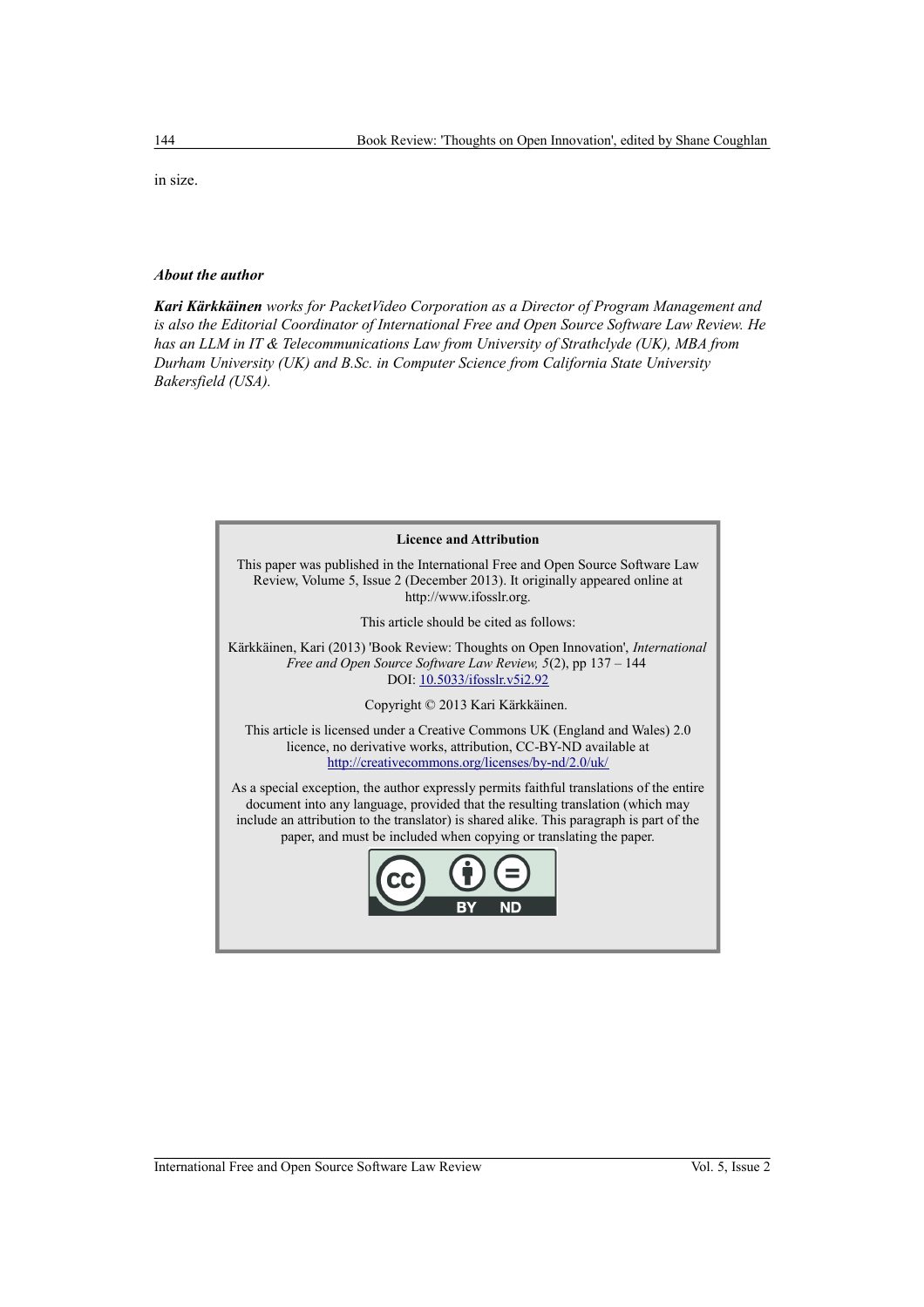in size.

***About the author***

***Kari Kärkkäinen*** *works for PacketVideo Corporation as a Director of Program Management and is also the Editorial Coordinator of International Free and Open Source Software Law Review. He has an LLM in IT & Telecommunications Law from University of Strathclyde (UK), MBA from Durham University (UK) and B.Sc. in Computer Science from California State University Bakersfield (USA).*

**Licence and Attribution**

This paper was published in the International Free and Open Source Software Law Review, Volume 5, Issue 2 (December 2013). It originally appeared online at http://www.ifosslr.org.

This article should be cited as follows:

Kärkkäinen, Kari (2013) 'Book Review: Thoughts on Open Innovation', *International Free and Open Source Software Law Review, 5*(2), pp 137 – 144
DOI: 10.5033/ifosslr.v5i2.92

Copyright © 2013 Kari Kärkkäinen.

This article is licensed under a Creative Commons UK (England and Wales) 2.0 licence, no derivative works, attribution, CC-BY-ND available at http://creativecommons.org/licenses/by-nd/2.0/uk/

As a special exception, the author expressly permits faithful translations of the entire document into any language, provided that the resulting translation (which may include an attribution to the translator) is shared alike. This paragraph is part of the paper, and must be included when copying or translating the paper.